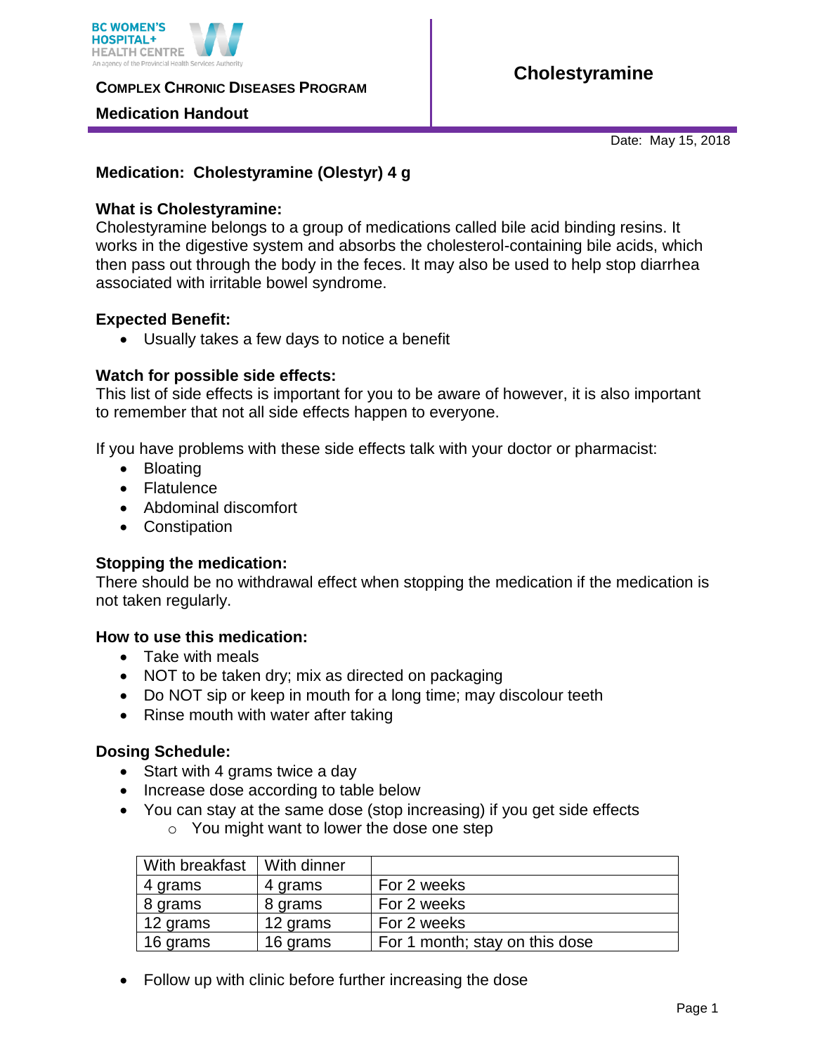BC WOMEN'S HOSPITAL+ HEALTH CENTRE
An agency of the Provincial Health Services Authority

**COMPLEX CHRONIC DISEASES PROGRAM**

**Medication Handout**

# Cholestyramine

Date: May 15, 2018

**Medication: Cholestyramine (Olestyr) 4 g**

**What is Cholestyramine:**
Cholestyramine belongs to a group of medications called bile acid binding resins. It works in the digestive system and absorbs the cholesterol-containing bile acids, which then pass out through the body in the feces. It may also be used to help stop diarrhea associated with irritable bowel syndrome.

**Expected Benefit:**

- Usually takes a few days to notice a benefit

**Watch for possible side effects:**
This list of side effects is important for you to be aware of however, it is also important to remember that not all side effects happen to everyone.

If you have problems with these side effects talk with your doctor or pharmacist:

- Bloating
- Flatulence
- Abdominal discomfort
- Constipation

**Stopping the medication:**
There should be no withdrawal effect when stopping the medication if the medication is not taken regularly.

**How to use this medication:**

- Take with meals
- NOT to be taken dry; mix as directed on packaging
- Do NOT sip or keep in mouth for a long time; may discolour teeth
- Rinse mouth with water after taking

**Dosing Schedule:**

- Start with 4 grams twice a day
- Increase dose according to table below
- You can stay at the same dose (stop increasing) if you get side effects
  - You might want to lower the dose one step

| With breakfast | With dinner | |
|---|---|---|
| 4 grams | 4 grams | For 2 weeks |
| 8 grams | 8 grams | For 2 weeks |
| 12 grams | 12 grams | For 2 weeks |
| 16 grams | 16 grams | For 1 month; stay on this dose |

- Follow up with clinic before further increasing the dose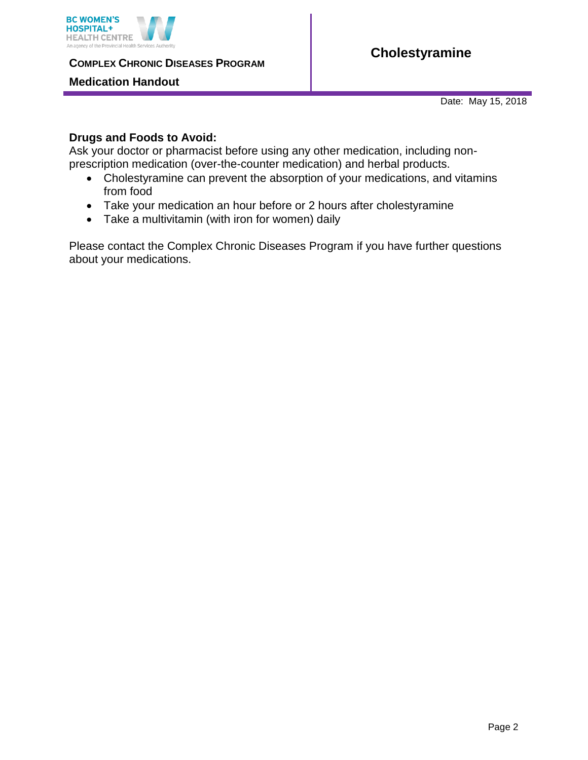## Drugs and Foods to Avoid:

Ask your doctor or pharmacist before using any other medication, including non-prescription medication (over-the-counter medication) and herbal products.

- Cholestyramine can prevent the absorption of your medications, and vitamins from food
- Take your medication an hour before or 2 hours after cholestyramine
- Take a multivitamin (with iron for women) daily

Please contact the Complex Chronic Diseases Program if you have further questions about your medications.